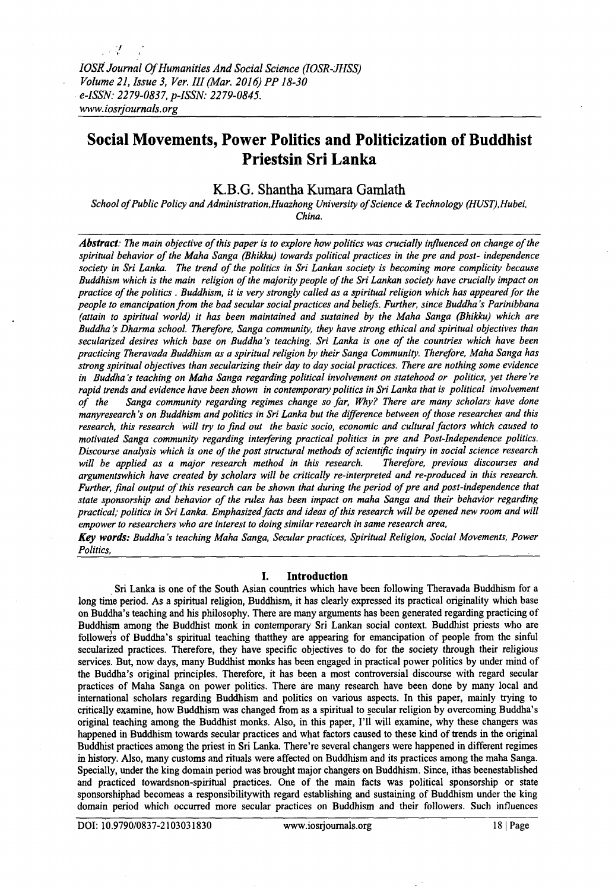# Social Movements, Power Politics and Politicization of Buddhist Priestsin Sri Lanka

K.B.G. Shantha Kumara Gamlath

*School of Public Policy and Administration,Huazhong University of Science & Technology (HUST),Hubei, China.*

***Abstract**: The main objective of this paper is to explore how politics was crucially influenced on change of the spiritual behavior of the Maha Sanga (Bhikku) towards political practices in the pre and post- independence society in Sri Lanka. The trend of the politics in Sri Lankan society is becoming more complicity because Buddhism which is the main religion of the majority people of the Sri Lankan society have crucially impact on practice of the politics . Buddhism, it is very strongly called as a spiritual religion which has appeared for the people to emancipation from the bad secular social practices and beliefs. Further, since Buddha's Parinibbana (attain to spiritual world) it has been maintained and sustained by the Maha Sanga (Bhikku) which are Buddha's Dharma school. Therefore, Sanga community, they have strong ethical and spiritual objectives than secularized desires which base on Buddha's teaching. Sri Lanka is one of the countries which have been practicing Theravada Buddhism as a spiritual religion by their Sanga Community. Therefore, Maha Sanga has strong spiritual objectives than secularizing their day to day social practices. There are nothing some evidence in Buddha's teaching on Maha Sanga regarding political involvement on statehood or politics, yet there're rapid trends and evidence have been shown in contemporary politics in Sri Lanka that is political involvement of the Sanga community regarding regimes change so far, Why? There are many scholars have done manyresearch's on Buddhism and politics in Sri Lanka but the difference between of those researches and this research, this research will try to find out the basic socio, economic and cultural factors which caused to motivated Sanga community regarding interfering practical politics in pre and Post-Independence politics. Discourse analysis which is one of the post structural methods of scientific inquiry in social science research will be applied as a major research method in this research. Therefore, previous discourses and argumentswhich have created by scholars will be critically re-interpreted and re-produced in this research. Further, final output of this research can be shown that during the period of pre and post-independence that state sponsorship and behavior of the rules has been impact on maha Sanga and their behavior regarding practical; politics in Sri Lanka. Emphasized facts and ideas of this research will be opened new room and will empower to researchers who are interest to doing similar research in same research area,*

***Key words:** Buddha's teaching Maha Sanga, Secular practices, Spiritual Religion, Social Movements, Power Politics,*

## I. Introduction

Sri Lanka is one of the South Asian countries which have been following Theravada Buddhism for a long time period. As a spiritual religion, Buddhism, it has clearly expressed its practical originality which base on Buddha's teaching and his philosophy. There are many arguments has been generated regarding practicing of Buddhism among the Buddhist monk in contemporary Sri Lankan social context. Buddhist priests who are followers of Buddha's spiritual teaching thatthey are appearing for emancipation of people from the sinful secularized practices. Therefore, they have specific objectives to do for the society through their religious services. But, now days, many Buddhist monks has been engaged in practical power politics by under mind of the Buddha's original principles. Therefore, it has been a most controversial discourse with regard secular practices of Maha Sanga on power politics. There are many research have been done by many local and international scholars regarding Buddhism and politics on various aspects. In this paper, mainly trying to critically examine, how Buddhism was changed from as a spiritual to secular religion by overcoming Buddha's original teaching among the Buddhist monks. Also, in this paper, I'll will examine, why these changers was happened in Buddhism towards secular practices and what factors caused to these kind of trends in the original Buddhist practices among the priest in Sri Lanka. There're several changers were happened in different regimes in history. Also, many customs and rituals were affected on Buddhism and its practices among the maha Sanga. Specially, under the king domain period was brought major changers on Buddhism. Since, ithas beenestablished and practiced towardsnon-spiritual practices. One of the main facts was political sponsorship or state sponsorshiphad becomeas a responsibilitywith regard establishing and sustaining of Buddhism under the king domain period which occurred more secular practices on Buddhism and their followers. Such influences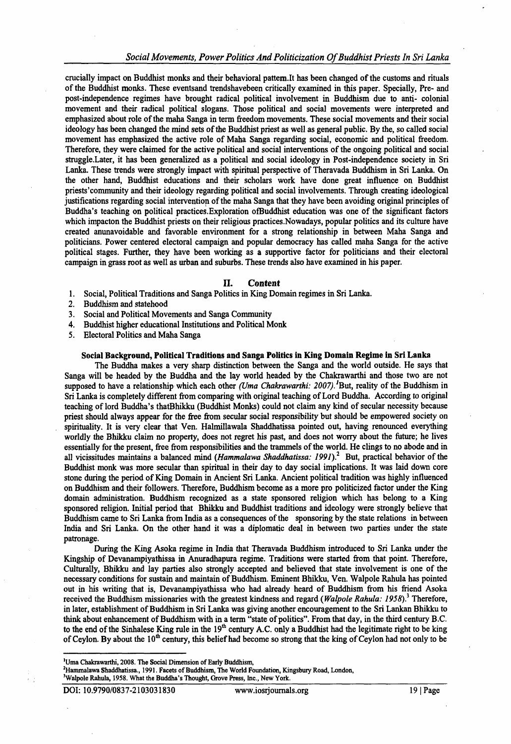crucially impact on Buddhist monks and their behavioral pattem.It has been changed of the customs and rituals of the Buddhist monks. These eventsand trendshavebeen critically examined in this paper. Specially, Pre- and post-independence regimes have brought radical political involvement in Buddhism due to anti- colonial movement and their radical political slogans. Those political and social movements were interpreted and emphasized about role of the maha Sanga in term freedom movements. These social movements and their social ideology has been changed the mind sets of the Buddhist priest as well as general public. By the, so called social movement has emphasized the active role of Maha Sanga regarding social, economic and political freedom. Therefore, they were claimed for the active political and social interventions of the ongoing political and social struggle.Later, it has been generalized as a political and social ideology in Post-independence society in Sri Lanka. These trends were strongly impact with spiritual perspective of Theravada Buddhism in Sri Lanka. On the other hand, Buddhist educations and their scholars work have done great influence on Buddhist priests'community and their ideology regarding political and social involvements. Through creating ideological justifications regarding social intervention of the maha Sanga that they have been avoiding original principles of Buddha's teaching on political practices.Exploration ofBuddhist education was one of the significant factors which impacton the Buddhist priests on their religious practices.Nowadays, popular politics and its culture have created anunavoidable and favorable environment for a strong relationship in between Maha Sanga and politicians. Power centered electoral campaign and popular democracy has called maha Sanga for the active political stages. Further, they have been working as a supportive factor for politicians and their electoral campaign in grass root as well as urban and suburbs. These trends also have examined in his paper.

## II. Content

1. Social, Political Traditions and Sanga Politics in King Domain regimes in Sri Lanka.
2. Buddhism and statehood
3. Social and Political Movements and Sanga Community
4. Buddhist higher educational Institutions and Political Monk
5. Electoral Politics and Maha Sanga

### Social Background, Political Traditions and Sanga Politics in King Domain Regime in Sri Lanka

The Buddha makes a very sharp distinction between the Sanga and the world outside. He says that Sanga will be headed by the Buddha and the lay world headed by the Chakrawarthi and those two are not supposed to have a relationship which each other *(Uma Chakrawarthi: 2007).*[1]But, reality of the Buddhism in Sri Lanka is completely different from comparing with original teaching of Lord Buddha. According to original teaching of lord Buddha's thatBhikku (Buddhist Monks) could not claim any kind of secular necessity because priest should always appear for the free from secular social responsibility but should be empowered society on spirituality. It is very clear that Ven. Halmillawala Shaddhatissa pointed out, having renounced everything worldly the Bhikku claim no property, does not regret his past, and does not worry about the future; he lives essentially for the present, free from responsibilities and the trammels of the world. He clings to no abode and in all vicissitudes maintains a balanced mind (*Hammalawa Shaddhatissa: 1991*).[2] But, practical behavior of the Buddhist monk was more secular than spiritual in their day to day social implications. It was laid down core stone during the period of King Domain in Ancient Sri Lanka. Ancient political tradition was highly influenced on Buddhism and their followers. Therefore, Buddhism become as a more pro politicized factor under the King domain administration. Buddhism recognized as a state sponsored religion which has belong to a King sponsored religion. Initial period that Bhikku and Buddhist traditions and ideology were strongly believe that Buddhism came to Sri Lanka from India as a consequences of the sponsoring by the state relations in between India and Sri Lanka. On the other hand it was a diplomatic deal in between two parties under the state patronage.

During the King Asoka regime in India that Theravada Buddhism introduced to Sri Lanka under the Kingship of Devanampiyathissa in Anuradhapura regime. Traditions were started from that point. Therefore, Culturally, Bhikku and lay parties also strongly accepted and believed that state involvement is one of the necessary conditions for sustain and maintain of Buddhism. Eminent Bhikku, Ven. Walpole Rahula has pointed out in his writing that is, Devanampiyathissa who had already heard of Buddhism from his friend Asoka received the Buddhism missionaries with the greatest kindness and regard (*Walpole Rahula: 1958*).[3] Therefore, in later, establishment of Buddhism in Sri Lanka was giving another encouragement to the Sri Lankan Bhikku to think about enhancement of Buddhism with in a term "state of politics". From that day, in the third century B.C. to the end of the Sinhalese King rule in the 19[th] century A.C. only a Buddhist had the legitimate right to be king of Ceylon. By about the 10[th] century, this belief had become so strong that the king of Ceylon had not only to be

---

[1]Uma Chakrawarthi, 2008. The Social Dimension of Early Buddhism,
[2]Hammalawa Shaddhatissa., 1991. Facets of Buddhism, The World Foundation, Kingsbury Road, London,
[3]Walpole Rahula, 1958. What the Buddha's Thought, Grove Press, Inc., New York.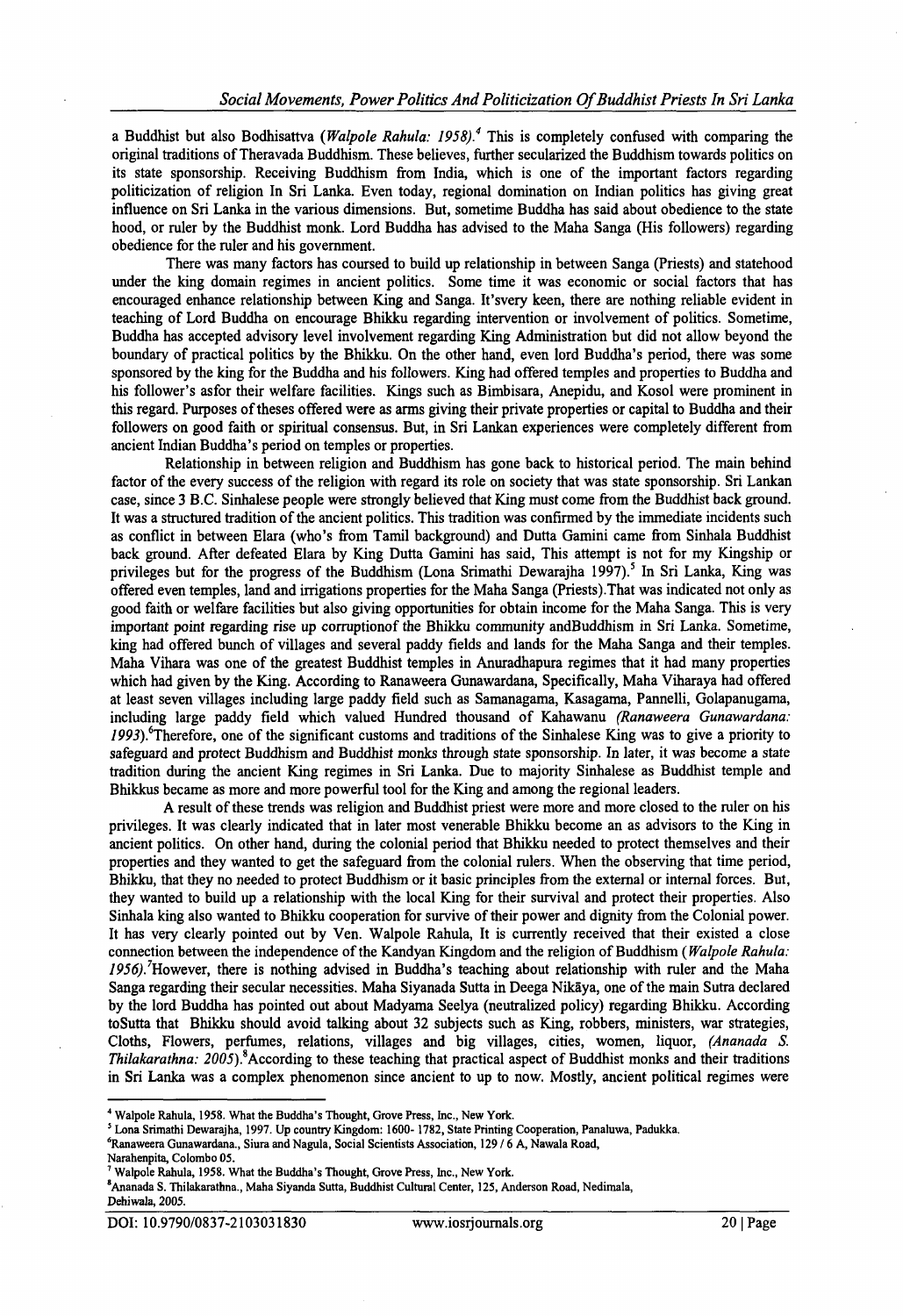a Buddhist but also Bodhisattva (*Walpole Rahula: 1958).*[4] This is completely confused with comparing the original traditions of Theravada Buddhism. These believes, further secularized the Buddhism towards politics on its state sponsorship. Receiving Buddhism from India, which is one of the important factors regarding politicization of religion In Sri Lanka. Even today, regional domination on Indian politics has giving great influence on Sri Lanka in the various dimensions. But, sometime Buddha has said about obedience to the state hood, or ruler by the Buddhist monk. Lord Buddha has advised to the Maha Sanga (His followers) regarding obedience for the ruler and his government.

There was many factors has coursed to build up relationship in between Sanga (Priests) and statehood under the king domain regimes in ancient politics. Some time it was economic or social factors that has encouraged enhance relationship between King and Sanga. It'svery keen, there are nothing reliable evident in teaching of Lord Buddha on encourage Bhikku regarding intervention or involvement of politics. Sometime, Buddha has accepted advisory level involvement regarding King Administration but did not allow beyond the boundary of practical politics by the Bhikku. On the other hand, even lord Buddha's period, there was some sponsored by the king for the Buddha and his followers. King had offered temples and properties to Buddha and his follower's asfor their welfare facilities. Kings such as Bimbisara, Anepidu, and Kosol were prominent in this regard. Purposes of theses offered were as arms giving their private properties or capital to Buddha and their followers on good faith or spiritual consensus. But, in Sri Lankan experiences were completely different from ancient Indian Buddha's period on temples or properties.

Relationship in between religion and Buddhism has gone back to historical period. The main behind factor of the every success of the religion with regard its role on society that was state sponsorship. Sri Lankan case, since 3 B.C. Sinhalese people were strongly believed that King must come from the Buddhist back ground. It was a structured tradition of the ancient politics. This tradition was confirmed by the immediate incidents such as conflict in between Elara (who's from Tamil background) and Dutta Gamini came from Sinhala Buddhist back ground. After defeated Elara by King Dutta Gamini has said, This attempt is not for my Kingship or privileges but for the progress of the Buddhism (Lona Srimathi Dewarajha 1997).[5] In Sri Lanka, King was offered even temples, land and irrigations properties for the Maha Sanga (Priests).That was indicated not only as good faith or welfare facilities but also giving opportunities for obtain income for the Maha Sanga. This is very important point regarding rise up corruptionof the Bhikku community andBuddhism in Sri Lanka. Sometime, king had offered bunch of villages and several paddy fields and lands for the Maha Sanga and their temples. Maha Vihara was one of the greatest Buddhist temples in Anuradhapura regimes that it had many properties which had given by the King. According to Ranaweera Gunawardana, Specifically, Maha Viharaya had offered at least seven villages including large paddy field such as Samanagama, Kasagama, Pannelli, Golapanugama, including large paddy field which valued Hundred thousand of Kahawanu (*Ranaweera Gunawardana: 1993*).[6]Therefore, one of the significant customs and traditions of the Sinhalese King was to give a priority to safeguard and protect Buddhism and Buddhist monks through state sponsorship. In later, it was become a state tradition during the ancient King regimes in Sri Lanka. Due to majority Sinhalese as Buddhist temple and Bhikkus became as more and more powerful tool for the King and among the regional leaders.

A result of these trends was religion and Buddhist priest were more and more closed to the ruler on his privileges. It was clearly indicated that in later most venerable Bhikku become an as advisors to the King in ancient politics. On other hand, during the colonial period that Bhikku needed to protect themselves and their properties and they wanted to get the safeguard from the colonial rulers. When the observing that time period, Bhikku, that they no needed to protect Buddhism or it basic principles from the external or internal forces. But, they wanted to build up a relationship with the local King for their survival and protect their properties. Also Sinhala king also wanted to Bhikku cooperation for survive of their power and dignity from the Colonial power. It has very clearly pointed out by Ven. Walpole Rahula, It is currently received that their existed a close connection between the independence of the Kandyan Kingdom and the religion of Buddhism (*Walpole Rahula: 1956).*[7]However, there is nothing advised in Buddha's teaching about relationship with ruler and the Maha Sanga regarding their secular necessities. Maha Siyanada Sutta in Deega Nikāya, one of the main Sutra declared by the lord Buddha has pointed out about Madyama Seelya (neutralized policy) regarding Bhikku. According toSutta that Bhikku should avoid talking about 32 subjects such as King, robbers, ministers, war strategies, Cloths, Flowers, perfumes, relations, villages and big villages, cities, women, liquor, *(Ananada S. Thilakarathna: 2005).*[8]According to these teaching that practical aspect of Buddhist monks and their traditions in Sri Lanka was a complex phenomenon since ancient to up to now. Mostly, ancient political regimes were

---

[4] Walpole Rahula, 1958. What the Buddha's Thought, Grove Press, Inc., New York.

[5] Lona Srimathi Dewarajha, 1997. Up country Kingdom: 1600- 1782, State Printing Cooperation, Panaluwa, Padukka.

[6]Ranaweera Gunawardana., Siura and Nagula, Social Scientists Association, 129 / 6 A, Nawala Road, Narahenpita, Colombo 05.

[7] Walpole Rahula, 1958. What the Buddha's Thought, Grove Press, Inc., New York.

[8]Ananada S. Thilakarathna., Maha Siyanda Sutta, Buddhist Cultural Center, 125, Anderson Road, Nedimala, Dehiwala, 2005.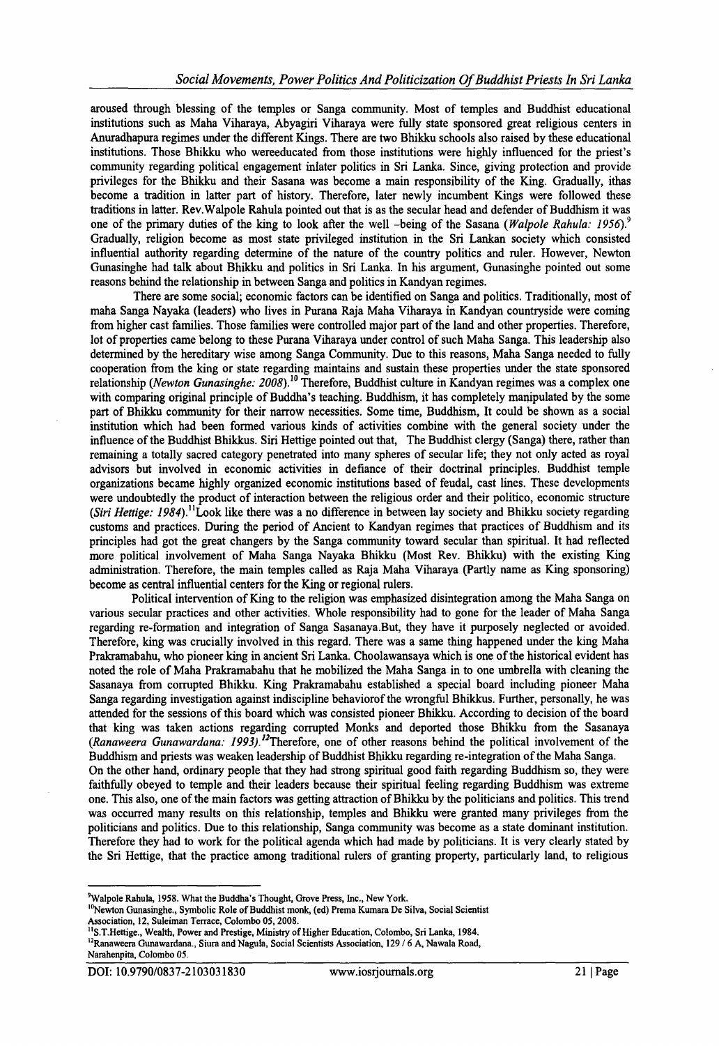aroused through blessing of the temples or Sanga community. Most of temples and Buddhist educational institutions such as Maha Viharaya, Abyagiri Viharaya were fully state sponsored great religious centers in Anuradhapura regimes under the different Kings. There are two Bhikku schools also raised by these educational institutions. Those Bhikku who wereeducated from those institutions were highly influenced for the priest's community regarding political engagement inlater politics in Sri Lanka. Since, giving protection and provide privileges for the Bhikku and their Sasana was become a main responsibility of the King. Gradually, ithas become a tradition in latter part of history. Therefore, later newly incumbent Kings were followed these traditions in latter. Rev.Walpole Rahula pointed out that is as the secular head and defender of Buddhism it was one of the primary duties of the king to look after the well -being of the Sasana (*Walpole Rahula: 1956*).[9] Gradually, religion become as most state privileged institution in the Sri Lankan society which consisted influential authority regarding determine of the nature of the country politics and ruler. However, Newton Gunasinghe had talk about Bhikku and politics in Sri Lanka. In his argument, Gunasinghe pointed out some reasons behind the relationship in between Sanga and politics in Kandyan regimes.

There are some social; economic factors can be identified on Sanga and politics. Traditionally, most of maha Sanga Nayaka (leaders) who lives in Purana Raja Maha Viharaya in Kandyan countryside were coming from higher cast families. Those families were controlled major part of the land and other properties. Therefore, lot of properties came belong to these Purana Viharaya under control of such Maha Sanga. This leadership also determined by the hereditary wise among Sanga Community. Due to this reasons, Maha Sanga needed to fully cooperation from the king or state regarding maintains and sustain these properties under the state sponsored relationship (*Newton Gunasinghe: 2008*).[10] Therefore, Buddhist culture in Kandyan regimes was a complex one with comparing original principle of Buddha's teaching. Buddhism, it has completely manipulated by the some part of Bhikku community for their narrow necessities. Some time, Buddhism, It could be shown as a social institution which had been formed various kinds of activities combine with the general society under the influence of the Buddhist Bhikkus. Siri Hettige pointed out that, The Buddhist clergy (Sanga) there, rather than remaining a totally sacred category penetrated into many spheres of secular life; they not only acted as royal advisors but involved in economic activities in defiance of their doctrinal principles. Buddhist temple organizations became highly organized economic institutions based of feudal, cast lines. These developments were undoubtedly the product of interaction between the religious order and their politico, economic structure (*Siri Hettige: 1984*).[11]Look like there was a no difference in between lay society and Bhikku society regarding customs and practices. During the period of Ancient to Kandyan regimes that practices of Buddhism and its principles had got the great changers by the Sanga community toward secular than spiritual. It had reflected more political involvement of Maha Sanga Nayaka Bhikku (Most Rev. Bhikku) with the existing King administration. Therefore, the main temples called as Raja Maha Viharaya (Partly name as King sponsoring) become as central influential centers for the King or regional rulers.

Political intervention of King to the religion was emphasized disintegration among the Maha Sanga on various secular practices and other activities. Whole responsibility had to gone for the leader of Maha Sanga regarding re-formation and integration of Sanga Sasanaya.But, they have it purposely neglected or avoided. Therefore, king was crucially involved in this regard. There was a same thing happened under the king Maha Prakramabahu, who pioneer king in ancient Sri Lanka. Choolawansaya which is one of the historical evident has noted the role of Maha Prakramabahu that he mobilized the Maha Sanga in to one umbrella with cleaning the Sasanaya from corrupted Bhikku. King Prakramabahu established a special board including pioneer Maha Sanga regarding investigation against indiscipline behaviorof the wrongful Bhikkus. Further, personally, he was attended for the sessions of this board which was consisted pioneer Bhikku. According to decision of the board that king was taken actions regarding corrupted Monks and deported those Bhikku from the Sasanaya (*Ranaweera Gunawardana: 1993*).[12]Therefore, one of other reasons behind the political involvement of the Buddhism and priests was weaken leadership of Buddhist Bhikku regarding re-integration of the Maha Sanga.

On the other hand, ordinary people that they had strong spiritual good faith regarding Buddhism so, they were faithfully obeyed to temple and their leaders because their spiritual feeling regarding Buddhism was extreme one. This also, one of the main factors was getting attraction of Bhikku by the politicians and politics. This trend was occurred many results on this relationship, temples and Bhikku were granted many privileges from the politicians and politics. Due to this relationship, Sanga community was become as a state dominant institution. Therefore they had to work for the political agenda which had made by politicians. It is very clearly stated by the Sri Hettige, that the practice among traditional rulers of granting property, particularly land, to religious

---

[9]Walpole Rahula, 1958. What the Buddha's Thought, Grove Press, Inc., New York.

[10]Newton Gunasinghe., Symbolic Role of Buddhist monk, (ed) Prema Kumara De Silva, Social Scientist Association, 12, Suleiman Terrace, Colombo 05, 2008.

[11]S.T.Hettige., Wealth, Power and Prestige, Ministry of Higher Education, Colombo, Sri Lanka, 1984.

[12]Ranaweera Gunawardana., Siura and Nagula, Social Scientists Association, 129 / 6 A, Nawala Road, Narahenpita, Colombo 05.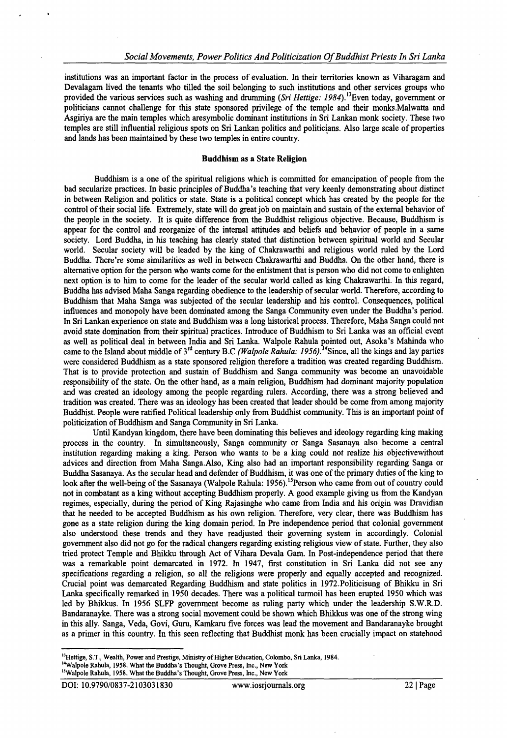institutions was an important factor in the process of evaluation. In their territories known as Viharagam and Devalagam lived the tenants who tilled the soil belonging to such institutions and other services groups who provided the various services such as washing and drumming (*Sri Hettige: 1984*).[13]Even today, government or politicians cannot challenge for this state sponsored privilege of the temple and their monks.Malwatta and Asgiriya are the main temples which aresymbolic dominant institutions in Sri Lankan monk society. These two temples are still influential religious spots on Sri Lankan politics and politicians. Also large scale of properties and lands has been maintained by these two temples in entire country.

### Buddhism as a State Religion

Buddhism is a one of the spiritual religions which is committed for emancipation of people from the bad secularize practices. In basic principles of Buddha's teaching that very keenly demonstrating about distinct in between Religion and politics or state. State is a political concept which has created by the people for the control of their social life. Extremely, state will do great job on maintain and sustain of the external behavior of the people in the society. It is quite difference from the Buddhist religious objective. Because, Buddhism is appear for the control and reorganize of the internal attitudes and beliefs and behavior of people in a same society. Lord Buddha, in his teaching has clearly stated that distinction between spiritual world and Secular world. Secular society will be leaded by the king of Chakrawarthi and religious world ruled by the Lord Buddha. There're some similarities as well in between Chakrawarthi and Buddha. On the other hand, there is alternative option for the person who wants come for the enlistment that is person who did not come to enlighten next option is to him to come for the leader of the secular world called as king Chakrawarthi. In this regard, Buddha has advised Maha Sanga regarding obedience to the leadership of secular world. Therefore, according to Buddhism that Maha Sanga was subjected of the secular leadership and his control. Consequences, political influences and monopoly have been dominated among the Sanga Community even under the Buddha's period. In Sri Lankan experience on state and Buddhism was a long historical process. Therefore, Maha Sanga could not avoid state domination from their spiritual practices. Introduce of Buddhism to Sri Lanka was an official event as well as political deal in between India and Sri Lanka. Walpole Rahula pointed out, Asoka's Mahinda who came to the Island about middle of 3rd century B.C *(Walpole Rahula: 1956).*[14]Since, all the kings and lay parties were considered Buddhism as a state sponsored religion therefore a tradition was created regarding Buddhism. That is to provide protection and sustain of Buddhism and Sanga community was become an unavoidable responsibility of the state. On the other hand, as a main religion, Buddhism had dominant majority population and was created an ideology among the people regarding rulers. According, there was a strong believed and tradition was created. There was an ideology has been created that leader should be come from among majority Buddhist. People were ratified Political leadership only from Buddhist community. This is an important point of politicization of Buddhism and Sanga Community in Sri Lanka.

Until Kandyan kingdom, there have been dominating this believes and ideology regarding king making process in the country. In simultaneously, Sanga community or Sanga Sasanaya also become a central institution regarding making a king. Person who wants to be a king could not realize his objectivewithout advices and direction from Maha Sanga.Also, King also had an important responsibility regarding Sanga or Buddha Sasanaya. As the secular head and defender of Buddhism, it was one of the primary duties of the king to look after the well-being of the Sasanaya (Walpole Rahula: 1956).[15]Person who came from out of country could not in combatant as a king without accepting Buddhism properly. A good example giving us from the Kandyan regimes, especially, during the period of King Rajasinghe who came from India and his origin was Dravidian that he needed to be accepted Buddhism as his own religion. Therefore, very clear, there was Buddhism has gone as a state religion during the king domain period. In Pre independence period that colonial government also understood these trends and they have readjusted their governing system in accordingly. Colonial government also did not go for the radical changers regarding existing religious view of state. Further, they also tried protect Temple and Bhikku through Act of Vihara Devala Gam. In Post-independence period that there was a remarkable point demarcated in 1972. In 1947, first constitution in Sri Lanka did not see any specifications regarding a religion, so all the religions were properly and equally accepted and recognized. Crucial point was demarcated Regarding Buddhism and state politics in 1972.Politicisung of Bhikku in Sri Lanka specifically remarked in 1950 decades. There was a political turmoil has been erupted 1950 which was led by Bhikkus. In 1956 SLFP government become as ruling party which under the leadership S.W.R.D. Bandaranayke. There was a strong social movement could be shown which Bhikkus was one of the strong wing in this ally. Sanga, Veda, Govi, Guru, Kamkaru five forces was lead the movement and Bandaranayke brought as a primer in this country. In this seen reflecting that Buddhist monk has been crucially impact on statehood

---

[13]Hettige, S.T., Wealth, Power and Prestige, Ministry of Higher Education, Colombo, Sri Lanka, 1984.

[14]Walpole Rahula, 1958. What the Buddha's Thought, Grove Press, Inc., New York

[15]Walpole Rahula, 1958. What the Buddha's Thought, Grove Press, Inc., New York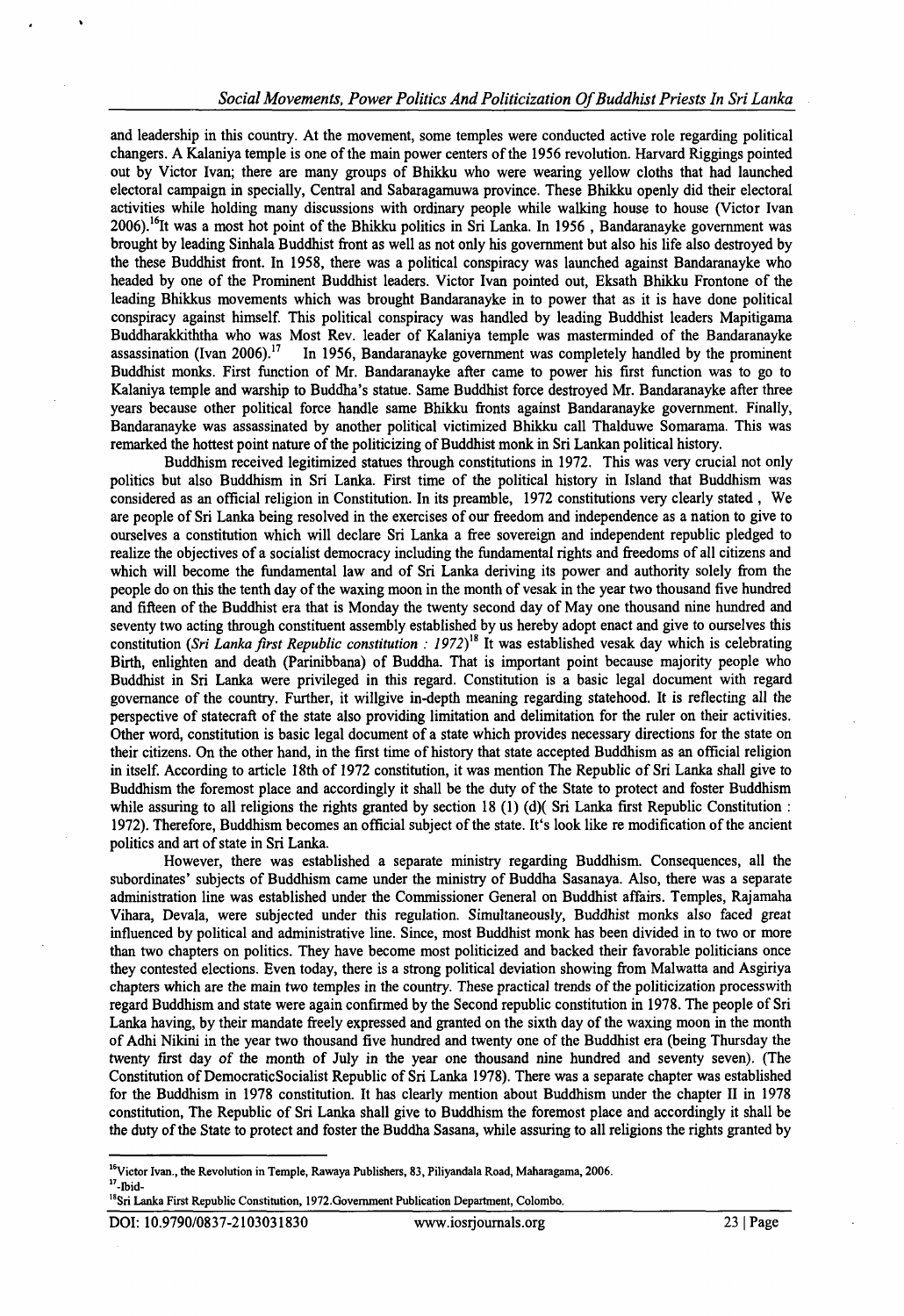and leadership in this country. At the movement, some temples were conducted active role regarding political changers. A Kalaniya temple is one of the main power centers of the 1956 revolution. Harvard Riggings pointed out by Victor Ivan; there are many groups of Bhikku who were wearing yellow cloths that had launched electoral campaign in specially, Central and Sabaragamuwa province. These Bhikku openly did their electoral activities while holding many discussions with ordinary people while walking house to house (Victor Ivan 2006).[16]It was a most hot point of the Bhikku politics in Sri Lanka. In 1956 , Bandaranayke government was brought by leading Sinhala Buddhist front as well as not only his government but also his life also destroyed by the these Buddhist front. In 1958, there was a political conspiracy was launched against Bandaranayke who headed by one of the Prominent Buddhist leaders. Victor Ivan pointed out, Eksath Bhikku Frontone of the leading Bhikkus movements which was brought Bandaranayke in to power that as it is have done political conspiracy against himself. This political conspiracy was handled by leading Buddhist leaders Mapitigama Buddharakkiththa who was Most Rev. leader of Kalaniya temple was masterminded of the Bandaranayke assassination (Ivan 2006).[17] In 1956, Bandaranayke government was completely handled by the prominent Buddhist monks. First function of Mr. Bandaranayke after came to power his first function was to go to Kalaniya temple and warship to Buddha's statue. Same Buddhist force destroyed Mr. Bandaranayke after three years because other political force handle same Bhikku fronts against Bandaranayke government. Finally, Bandaranayke was assassinated by another political victimized Bhikku call Thalduwe Somarama. This was remarked the hottest point nature of the politicizing of Buddhist monk in Sri Lankan political history.

Buddhism received legitimized statues through constitutions in 1972. This was very crucial not only politics but also Buddhism in Sri Lanka. First time of the political history in Island that Buddhism was considered as an official religion in Constitution. In its preamble, 1972 constitutions very clearly stated , We are people of Sri Lanka being resolved in the exercises of our freedom and independence as a nation to give to ourselves a constitution which will declare Sri Lanka a free sovereign and independent republic pledged to realize the objectives of a socialist democracy including the fundamental rights and freedoms of all citizens and which will become the fundamental law and of Sri Lanka deriving its power and authority solely from the people do on this the tenth day of the waxing moon in the month of vesak in the year two thousand five hundred and fifteen of the Buddhist era that is Monday the twenty second day of May one thousand nine hundred and seventy two acting through constituent assembly established by us hereby adopt enact and give to ourselves this constitution (*Sri Lanka first Republic constitution : 1972*)[18] It was established vesak day which is celebrating Birth, enlighten and death (Parinibbana) of Buddha. That is important point because majority people who Buddhist in Sri Lanka were privileged in this regard. Constitution is a basic legal document with regard governance of the country. Further, it willgive in-depth meaning regarding statehood. It is reflecting all the perspective of statecraft of the state also providing limitation and delimitation for the ruler on their activities. Other word, constitution is basic legal document of a state which provides necessary directions for the state on their citizens. On the other hand, in the first time of history that state accepted Buddhism as an official religion in itself. According to article 18th of 1972 constitution, it was mention The Republic of Sri Lanka shall give to Buddhism the foremost place and accordingly it shall be the duty of the State to protect and foster Buddhism while assuring to all religions the rights granted by section 18 (1) (d)( Sri Lanka first Republic Constitution : 1972). Therefore, Buddhism becomes an official subject of the state. It's look like re modification of the ancient politics and art of state in Sri Lanka.

However, there was established a separate ministry regarding Buddhism. Consequences, all the subordinates' subjects of Buddhism came under the ministry of Buddha Sasanaya. Also, there was a separate administration line was established under the Commissioner General on Buddhist affairs. Temples, Rajamaha Vihara, Devala, were subjected under this regulation. Simultaneously, Buddhist monks also faced great influenced by political and administrative line. Since, most Buddhist monk has been divided in to two or more than two chapters on politics. They have become most politicized and backed their favorable politicians once they contested elections. Even today, there is a strong political deviation showing from Malwatta and Asgiriya chapters which are the main two temples in the country. These practical trends of the politicization processwith regard Buddhism and state were again confirmed by the Second republic constitution in 1978. The people of Sri Lanka having, by their mandate freely expressed and granted on the sixth day of the waxing moon in the month of Adhi Nikini in the year two thousand five hundred and twenty one of the Buddhist era (being Thursday the twenty first day of the month of July in the year one thousand nine hundred and seventy seven). (The Constitution of DemocraticSocialist Republic of Sri Lanka 1978). There was a separate chapter was established for the Buddhism in 1978 constitution. It has clearly mention about Buddhism under the chapter II in 1978 constitution, The Republic of Sri Lanka shall give to Buddhism the foremost place and accordingly it shall be the duty of the State to protect and foster the Buddha Sasana, while assuring to all religions the rights granted by

---

[16]Victor Ivan., the Revolution in Temple, Rawaya Publishers, 83, Piliyandala Road, Maharagama, 2006.

[17]-Ibid-

[18]Sri Lanka First Republic Constitution, 1972.Government Publication Department, Colombo.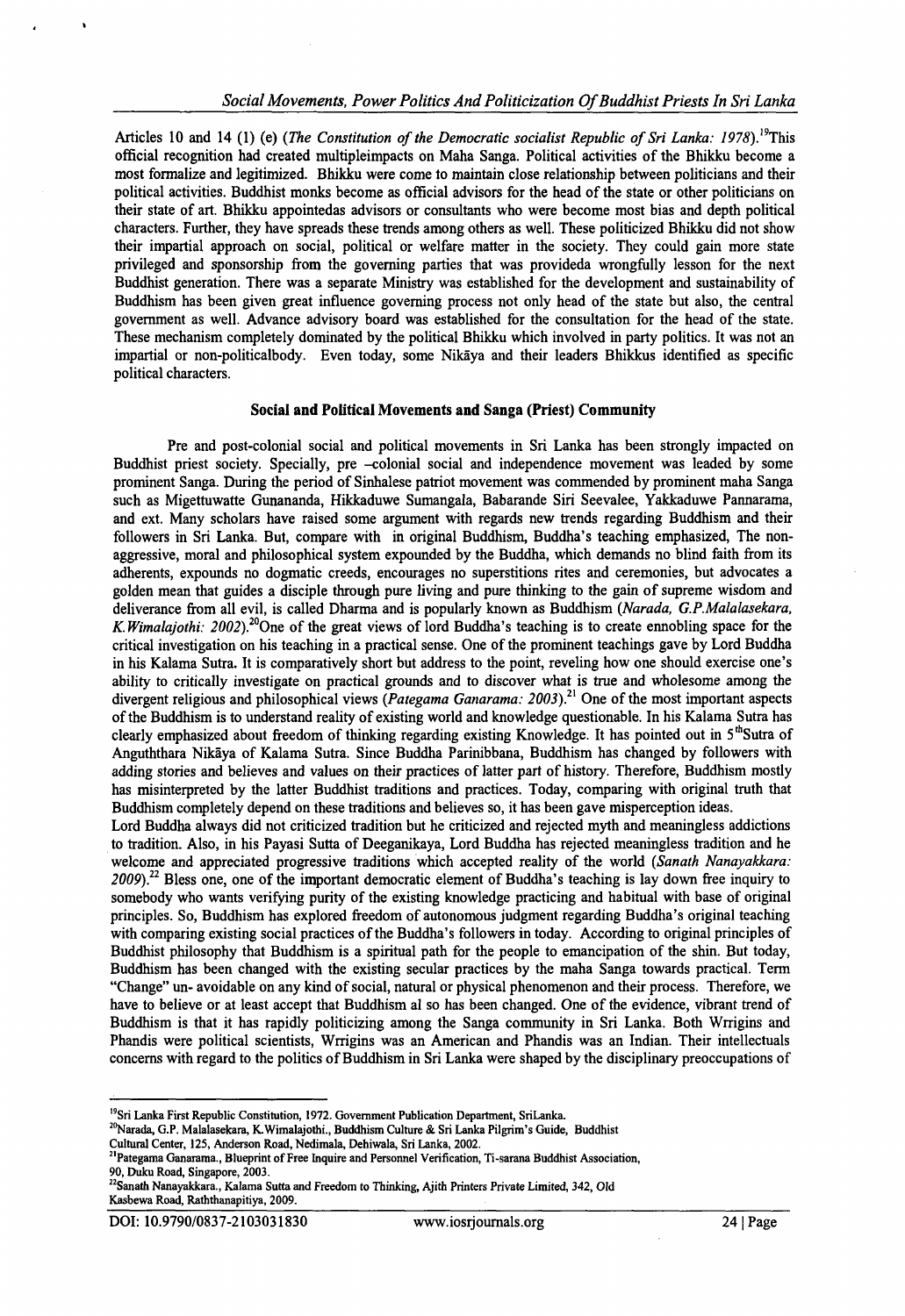Articles 10 and 14 (1) (e) (*The Constitution of the Democratic socialist Republic of Sri Lanka: 1978*).[19]This official recognition had created multipleimpacts on Maha Sanga. Political activities of the Bhikku become a most formalize and legitimized. Bhikku were come to maintain close relationship between politicians and their political activities. Buddhist monks become as official advisors for the head of the state or other politicians on their state of art. Bhikku appointedas advisors or consultants who were become most bias and depth political characters. Further, they have spreads these trends among others as well. These politicized Bhikku did not show their impartial approach on social, political or welfare matter in the society. They could gain more state privileged and sponsorship from the governing parties that was provideda wrongfully lesson for the next Buddhist generation. There was a separate Ministry was established for the development and sustainability of Buddhism has been given great influence governing process not only head of the state but also, the central government as well. Advance advisory board was established for the consultation for the head of the state. These mechanism completely dominated by the political Bhikku which involved in party politics. It was not an impartial or non-politicalbody. Even today, some Nikāya and their leaders Bhikkus identified as specific political characters.

## Social and Political Movements and Sanga (Priest) Community

Pre and post-colonial social and political movements in Sri Lanka has been strongly impacted on Buddhist priest society. Specially, pre –colonial social and independence movement was leaded by some prominent Sanga. During the period of Sinhalese patriot movement was commended by prominent maha Sanga such as Migettuwatte Gunananda, Hikkaduwe Sumangala, Babarande Siri Seevalee, Yakkaduwe Pannarama, and ext. Many scholars have raised some argument with regards new trends regarding Buddhism and their followers in Sri Lanka. But, compare with in original Buddhism, Buddha's teaching emphasized, The non-aggressive, moral and philosophical system expounded by the Buddha, which demands no blind faith from its adherents, expounds no dogmatic creeds, encourages no superstitions rites and ceremonies, but advocates a golden mean that guides a disciple through pure living and pure thinking to the gain of supreme wisdom and deliverance from all evil, is called Dharma and is popularly known as Buddhism (*Narada, G.P.Malalasekara, K.Wimalajothi: 2002*).[20]One of the great views of lord Buddha's teaching is to create ennobling space for the critical investigation on his teaching in a practical sense. One of the prominent teachings gave by Lord Buddha in his Kalama Sutra. It is comparatively short but address to the point, reveling how one should exercise one's ability to critically investigate on practical grounds and to discover what is true and wholesome among the divergent religious and philosophical views (*Pategama Ganarama: 2003*).[21] One of the most important aspects of the Buddhism is to understand reality of existing world and knowledge questionable. In his Kalama Sutra has clearly emphasized about freedom of thinking regarding existing Knowledge. It has pointed out in 5thSutra of Anguththara Nikāya of Kalama Sutra. Since Buddha Parinibbana, Buddhism has changed by followers with adding stories and believes and values on their practices of latter part of history. Therefore, Buddhism mostly has misinterpreted by the latter Buddhist traditions and practices. Today, comparing with original truth that Buddhism completely depend on these traditions and believes so, it has been gave misperception ideas.

Lord Buddha always did not criticized tradition but he criticized and rejected myth and meaningless addictions to tradition. Also, in his Payasi Sutta of Deeganikaya, Lord Buddha has rejected meaningless tradition and he welcome and appreciated progressive traditions which accepted reality of the world (*Sanath Nanayakkara: 2009*).[22] Bless one, one of the important democratic element of Buddha's teaching is lay down free inquiry to somebody who wants verifying purity of the existing knowledge practicing and habitual with base of original principles. So, Buddhism has explored freedom of autonomous judgment regarding Buddha's original teaching with comparing existing social practices of the Buddha's followers in today. According to original principles of Buddhist philosophy that Buddhism is a spiritual path for the people to emancipation of the shin. But today, Buddhism has been changed with the existing secular practices by the maha Sanga towards practical. Term "Change" un- avoidable on any kind of social, natural or physical phenomenon and their process. Therefore, we have to believe or at least accept that Buddhism al so has been changed. One of the evidence, vibrant trend of Buddhism is that it has rapidly politicizing among the Sanga community in Sri Lanka. Both Wrrigins and Phandis were political scientists, Wrrigins was an American and Phandis was an Indian. Their intellectuals concerns with regard to the politics of Buddhism in Sri Lanka were shaped by the disciplinary preoccupations of

---

[19]Sri Lanka First Republic Constitution, 1972. Government Publication Department, SriLanka.

[20]Narada, G.P. Malalasekara, K.Wimalajothi., Buddhism Culture & Sri Lanka Pilgrim's Guide, Buddhist Cultural Center, 125, Anderson Road, Nedimala, Dehiwala, Sri Lanka, 2002.

[21]Pategama Ganarama., Blueprint of Free Inquire and Personnel Verification, Ti-sarana Buddhist Association, 90, Duku Road, Singapore, 2003.

[22]Sanath Nanayakkara., Kalama Sutta and Freedom to Thinking, Ajith Printers Private Limited, 342, Old Kasbewa Road, Raththanapitiya, 2009.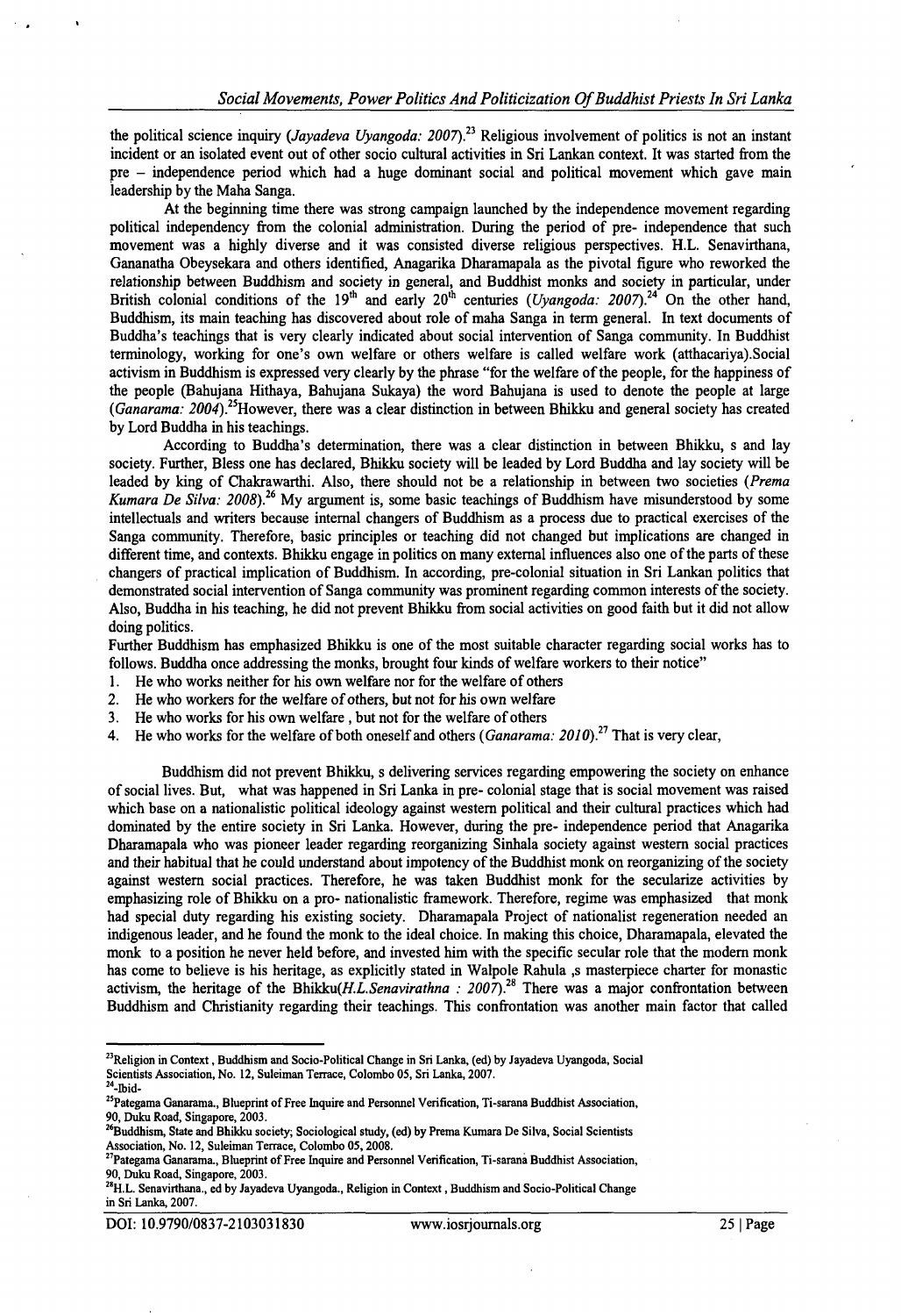the political science inquiry (*Jayadeva Uyangoda: 2007*).[23] Religious involvement of politics is not an instant incident or an isolated event out of other socio cultural activities in Sri Lankan context. It was started from the pre – independence period which had a huge dominant social and political movement which gave main leadership by the Maha Sanga.

At the beginning time there was strong campaign launched by the independence movement regarding political independency from the colonial administration. During the period of pre- independence that such movement was a highly diverse and it was consisted diverse religious perspectives. H.L. Senavirthana, Gananatha Obeysekara and others identified, Anagarika Dharamapala as the pivotal figure who reworked the relationship between Buddhism and society in general, and Buddhist monks and society in particular, under British colonial conditions of the 19th and early 20th centuries (*Uyangoda: 2007*).[24] On the other hand, Buddhism, its main teaching has discovered about role of maha Sanga in term general. In text documents of Buddha's teachings that is very clearly indicated about social intervention of Sanga community. In Buddhist terminology, working for one's own welfare or others welfare is called welfare work (atthacariya).Social activism in Buddhism is expressed very clearly by the phrase "for the welfare of the people, for the happiness of the people (Bahujana Hithaya, Bahujana Sukaya) the word Bahujana is used to denote the people at large (*Ganarama: 2004*).[25]However, there was a clear distinction in between Bhikku and general society has created by Lord Buddha in his teachings.

According to Buddha's determination, there was a clear distinction in between Bhikku, s and lay society. Further, Bless one has declared, Bhikku society will be leaded by Lord Buddha and lay society will be leaded by king of Chakrawarthi. Also, there should not be a relationship in between two societies (*Prema Kumara De Silva: 2008*).[26] My argument is, some basic teachings of Buddhism have misunderstood by some intellectuals and writers because internal changers of Buddhism as a process due to practical exercises of the Sanga community. Therefore, basic principles or teaching did not changed but implications are changed in different time, and contexts. Bhikku engage in politics on many external influences also one of the parts of these changers of practical implication of Buddhism. In according, pre-colonial situation in Sri Lankan politics that demonstrated social intervention of Sanga community was prominent regarding common interests of the society. Also, Buddha in his teaching, he did not prevent Bhikku from social activities on good faith but it did not allow doing politics.

Further Buddhism has emphasized Bhikku is one of the most suitable character regarding social works has to follows. Buddha once addressing the monks, brought four kinds of welfare workers to their notice"

1. He who works neither for his own welfare nor for the welfare of others
2. He who workers for the welfare of others, but not for his own welfare
3. He who works for his own welfare , but not for the welfare of others
4. He who works for the welfare of both oneself and others (*Ganarama: 2010*).[27] That is very clear,

Buddhism did not prevent Bhikku, s delivering services regarding empowering the society on enhance of social lives. But, what was happened in Sri Lanka in pre- colonial stage that is social movement was raised which base on a nationalistic political ideology against western political and their cultural practices which had dominated by the entire society in Sri Lanka. However, during the pre- independence period that Anagarika Dharamapala who was pioneer leader regarding reorganizing Sinhala society against western social practices and their habitual that he could understand about impotency of the Buddhist monk on reorganizing of the society against western social practices. Therefore, he was taken Buddhist monk for the secularize activities by emphasizing role of Bhikku on a pro- nationalistic framework. Therefore, regime was emphasized that monk had special duty regarding his existing society. Dharamapala Project of nationalist regeneration needed an indigenous leader, and he found the monk to the ideal choice. In making this choice, Dharamapala, elevated the monk to a position he never held before, and invested him with the specific secular role that the modern monk has come to believe is his heritage, as explicitly stated in Walpole Rahula ,s masterpiece charter for monastic activism, the heritage of the Bhikku(*H.L.Senavirathna : 2007*).[28] There was a major confrontation between Buddhism and Christianity regarding their teachings. This confrontation was another main factor that called

---

[23]Religion in Context , Buddhism and Socio-Political Change in Sri Lanka, (ed) by Jayadeva Uyangoda, Social Scientists Association, No. 12, Suleiman Terrace, Colombo 05, Sri Lanka, 2007.

[24]-Ibid-

[25]Pategama Ganarama., Blueprint of Free Inquire and Personnel Verification, Ti-sarana Buddhist Association, 90, Duku Road, Singapore, 2003.

[26]Buddhism, State and Bhikku society; Sociological study, (ed) by Prema Kumara De Silva, Social Scientists Association, No. 12, Suleiman Terrace, Colombo 05, 2008.

[27]Pategama Ganarama., Blueprint of Free Inquire and Personnel Verification, Ti-sarana Buddhist Association, 90, Duku Road, Singapore, 2003.

[28]H.L. Senavirthana., ed by Jayadeva Uyangoda., Religion in Context , Buddhism and Socio-Political Change in Sri Lanka, 2007.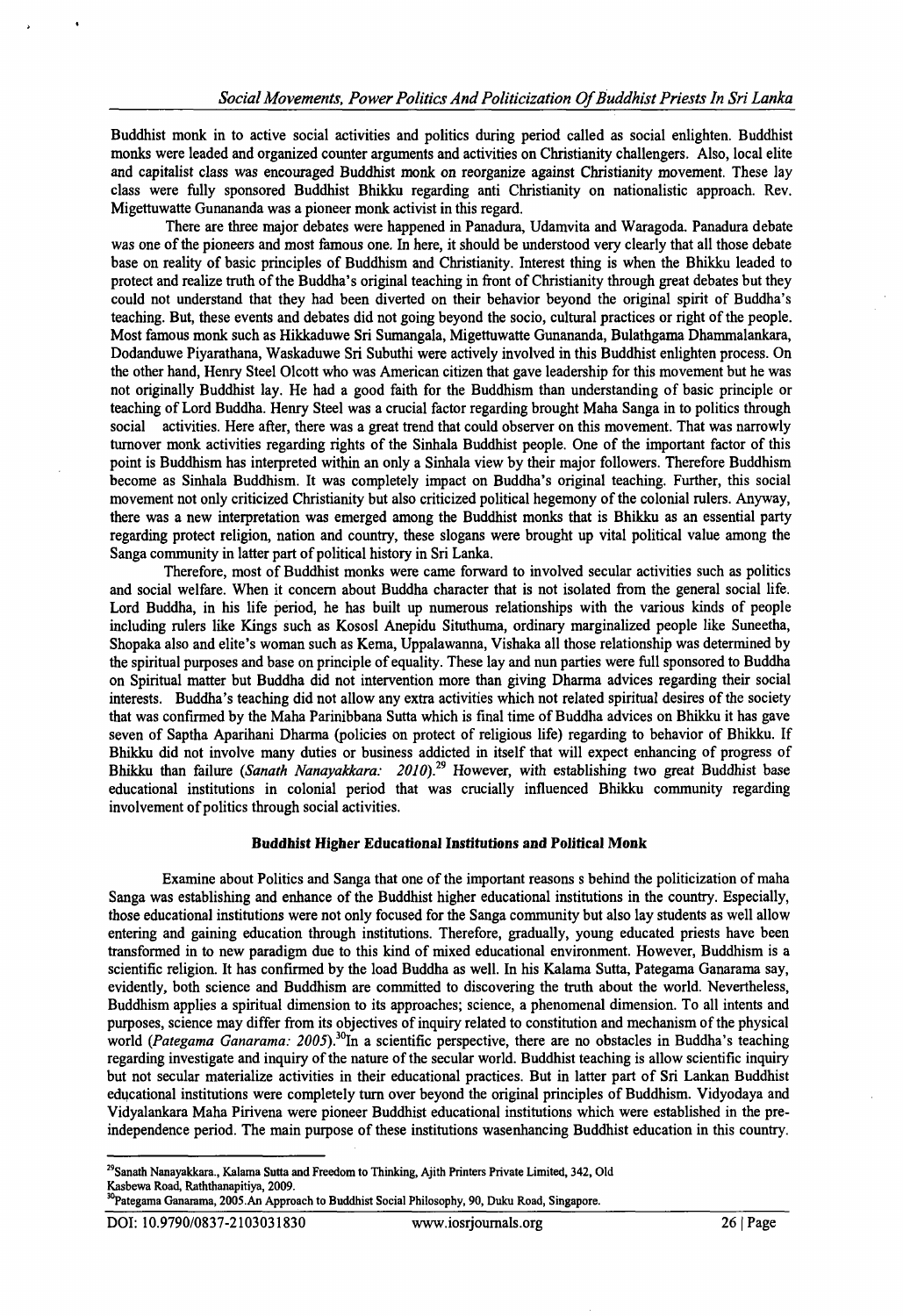Buddhist monk in to active social activities and politics during period called as social enlighten. Buddhist monks were leaded and organized counter arguments and activities on Christianity challengers. Also, local elite and capitalist class was encouraged Buddhist monk on reorganize against Christianity movement. These lay class were fully sponsored Buddhist Bhikku regarding anti Christianity on nationalistic approach. Rev. Migettuwatte Gunananda was a pioneer monk activist in this regard.

There are three major debates were happened in Panadura, Udamvita and Waragoda. Panadura debate was one of the pioneers and most famous one. In here, it should be understood very clearly that all those debate base on reality of basic principles of Buddhism and Christianity. Interest thing is when the Bhikku leaded to protect and realize truth of the Buddha's original teaching in front of Christianity through great debates but they could not understand that they had been diverted on their behavior beyond the original spirit of Buddha's teaching. But, these events and debates did not going beyond the socio, cultural practices or right of the people. Most famous monk such as Hikkaduwe Sri Sumangala, Migettuwatte Gunananda, Bulathgama Dhammalankara, Dodanduwe Piyarathana, Waskaduwe Sri Subuthi were actively involved in this Buddhist enlighten process. On the other hand, Henry Steel Olcott who was American citizen that gave leadership for this movement but he was not originally Buddhist lay. He had a good faith for the Buddhism than understanding of basic principle or teaching of Lord Buddha. Henry Steel was a crucial factor regarding brought Maha Sanga in to politics through social activities. Here after, there was a great trend that could observer on this movement. That was narrowly turnover monk activities regarding rights of the Sinhala Buddhist people. One of the important factor of this point is Buddhism has interpreted within an only a Sinhala view by their major followers. Therefore Buddhism become as Sinhala Buddhism. It was completely impact on Buddha's original teaching. Further, this social movement not only criticized Christianity but also criticized political hegemony of the colonial rulers. Anyway, there was a new interpretation was emerged among the Buddhist monks that is Bhikku as an essential party regarding protect religion, nation and country, these slogans were brought up vital political value among the Sanga community in latter part of political history in Sri Lanka.

Therefore, most of Buddhist monks were came forward to involved secular activities such as politics and social welfare. When it concern about Buddha character that is not isolated from the general social life. Lord Buddha, in his life period, he has built up numerous relationships with the various kinds of people including rulers like Kings such as Kososl Anepidu Situthuma, ordinary marginalized people like Suneetha, Shopaka also and elite's woman such as Kema, Uppalawanna, Vishaka all those relationship was determined by the spiritual purposes and base on principle of equality. These lay and nun parties were full sponsored to Buddha on Spiritual matter but Buddha did not intervention more than giving Dharma advices regarding their social interests. Buddha's teaching did not allow any extra activities which not related spiritual desires of the society that was confirmed by the Maha Parinibbana Sutta which is final time of Buddha advices on Bhikku it has gave seven of Saptha Aparihani Dharma (policies on protect of religious life) regarding to behavior of Bhikku. If Bhikku did not involve many duties or business addicted in itself that will expect enhancing of progress of Bhikku than failure (*Sanath Nanayakkara: 2010*).[29] However, with establishing two great Buddhist base educational institutions in colonial period that was crucially influenced Bhikku community regarding involvement of politics through social activities.

### Buddhist Higher Educational Institutions and Political Monk

Examine about Politics and Sanga that one of the important reasons s behind the politicization of maha Sanga was establishing and enhance of the Buddhist higher educational institutions in the country. Especially, those educational institutions were not only focused for the Sanga community but also lay students as well allow entering and gaining education through institutions. Therefore, gradually, young educated priests have been transformed in to new paradigm due to this kind of mixed educational environment. However, Buddhism is a scientific religion. It has confirmed by the load Buddha as well. In his Kalama Sutta, Pategama Ganarama say, evidently, both science and Buddhism are committed to discovering the truth about the world. Nevertheless, Buddhism applies a spiritual dimension to its approaches; science, a phenomenal dimension. To all intents and purposes, science may differ from its objectives of inquiry related to constitution and mechanism of the physical world (*Pategama Ganarama: 2005*).[30]In a scientific perspective, there are no obstacles in Buddha's teaching regarding investigate and inquiry of the nature of the secular world. Buddhist teaching is allow scientific inquiry but not secular materialize activities in their educational practices. But in latter part of Sri Lankan Buddhist educational institutions were completely turn over beyond the original principles of Buddhism. Vidyodaya and Vidyalankara Maha Pirivena were pioneer Buddhist educational institutions which were established in the pre-independence period. The main purpose of these institutions wasenhancing Buddhist education in this country.

---

[29]Sanath Nanayakkara., Kalama Sutta and Freedom to Thinking, Ajith Printers Private Limited, 342, Old Kasbewa Road, Raththanapitiya, 2009.

[30]Pategama Ganarama, 2005.An Approach to Buddhist Social Philosophy, 90, Duku Road, Singapore.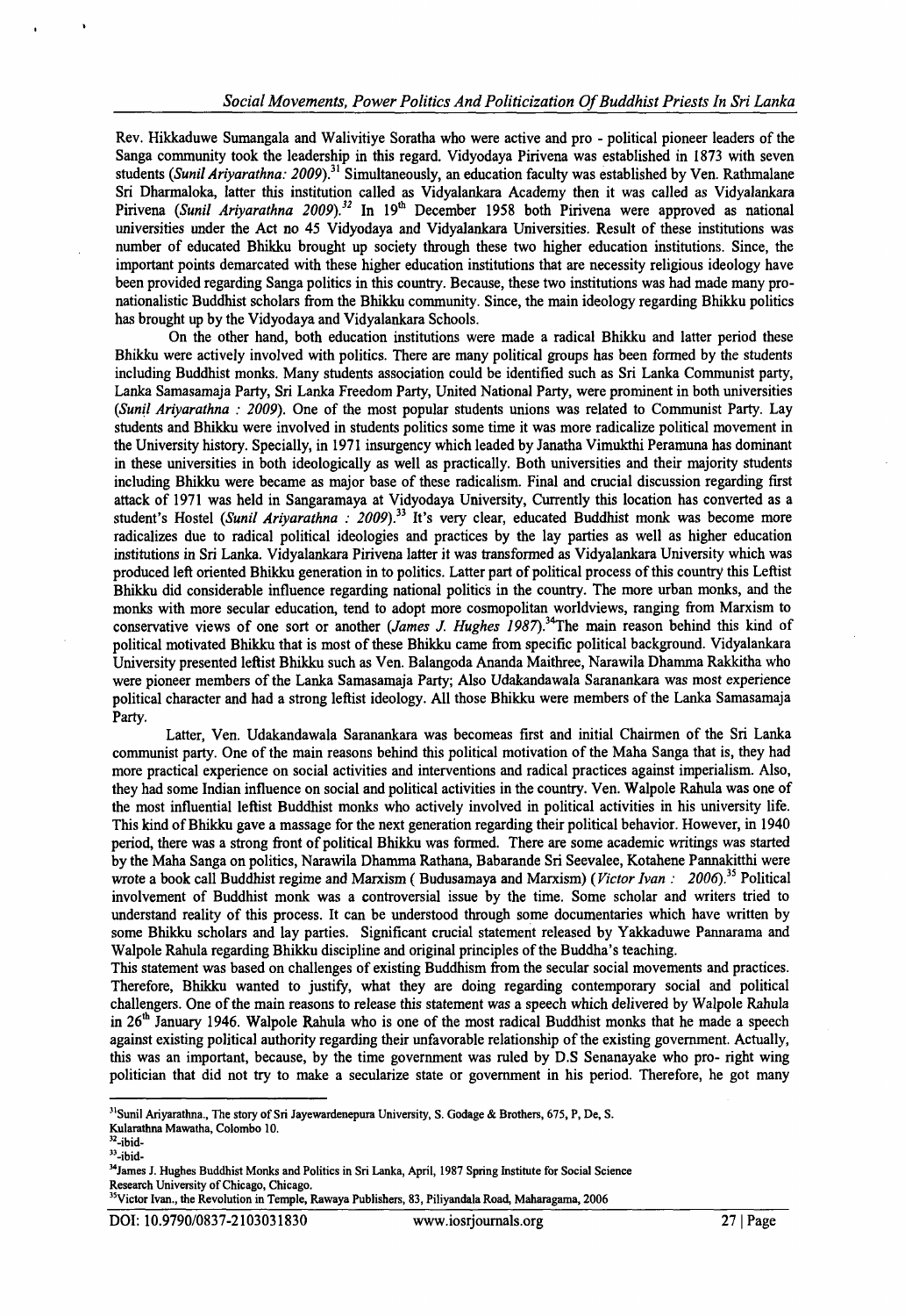Rev. Hikkaduwe Sumangala and Walivitiye Soratha who were active and pro - political pioneer leaders of the Sanga community took the leadership in this regard. Vidyodaya Pirivena was established in 1873 with seven students (*Sunil Ariyarathna: 2009*).[31] Simultaneously, an education faculty was established by Ven. Rathmalane Sri Dharmaloka, latter this institution called as Vidyalankara Academy then it was called as Vidyalankara Pirivena (*Sunil Ariyarathna 2009*).[32] In 19th December 1958 both Pirivena were approved as national universities under the Act no 45 Vidyodaya and Vidyalankara Universities. Result of these institutions was number of educated Bhikku brought up society through these two higher education institutions. Since, the important points demarcated with these higher education institutions that are necessity religious ideology have been provided regarding Sanga politics in this country. Because, these two institutions was had made many pro-nationalistic Buddhist scholars from the Bhikku community. Since, the main ideology regarding Bhikku politics has brought up by the Vidyodaya and Vidyalankara Schools.

On the other hand, both education institutions were made a radical Bhikku and latter period these Bhikku were actively involved with politics. There are many political groups has been formed by the students including Buddhist monks. Many students association could be identified such as Sri Lanka Communist party, Lanka Samasamaja Party, Sri Lanka Freedom Party, United National Party, were prominent in both universities (*Sunil Ariyarathna : 2009*). One of the most popular students unions was related to Communist Party. Lay students and Bhikku were involved in students politics some time it was more radicalize political movement in the University history. Specially, in 1971 insurgency which leaded by Janatha Vimukthi Peramuna has dominant in these universities in both ideologically as well as practically. Both universities and their majority students including Bhikku were became as major base of these radicalism. Final and crucial discussion regarding first attack of 1971 was held in Sangaramaya at Vidyodaya University, Currently this location has converted as a student's Hostel (*Sunil Ariyarathna : 2009*).[33] It's very clear, educated Buddhist monk was become more radicalizes due to radical political ideologies and practices by the lay parties as well as higher education institutions in Sri Lanka. Vidyalankara Pirivena latter it was transformed as Vidyalankara University which was produced left oriented Bhikku generation in to politics. Latter part of political process of this country this Leftist Bhikku did considerable influence regarding national politics in the country. The more urban monks, and the monks with more secular education, tend to adopt more cosmopolitan worldviews, ranging from Marxism to conservative views of one sort or another (*James J. Hughes 1987*).[34]The main reason behind this kind of political motivated Bhikku that is most of these Bhikku came from specific political background. Vidyalankara University presented leftist Bhikku such as Ven. Balangoda Ananda Maithree, Narawila Dhamma Rakkitha who were pioneer members of the Lanka Samasamaja Party; Also Udakandawala Saranankara was most experience political character and had a strong leftist ideology. All those Bhikku were members of the Lanka Samasamaja Party.

Latter, Ven. Udakandawala Saranankara was becomeas first and initial Chairmen of the Sri Lanka communist party. One of the main reasons behind this political motivation of the Maha Sanga that is, they had more practical experience on social activities and interventions and radical practices against imperialism. Also, they had some Indian influence on social and political activities in the country. Ven. Walpole Rahula was one of the most influential leftist Buddhist monks who actively involved in political activities in his university life. This kind of Bhikku gave a massage for the next generation regarding their political behavior. However, in 1940 period, there was a strong front of political Bhikku was formed. There are some academic writings was started by the Maha Sanga on politics, Narawila Dhamma Rathana, Babarande Sri Seevalee, Kotahene Pannakitthi were wrote a book call Buddhist regime and Marxism ( Budusamaya and Marxism) (*Victor Ivan : 2006*).[35] Political involvement of Buddhist monk was a controversial issue by the time. Some scholar and writers tried to understand reality of this process. It can be understood through some documentaries which have written by some Bhikku scholars and lay parties. Significant crucial statement released by Yakkaduwe Pannarama and Walpole Rahula regarding Bhikku discipline and original principles of the Buddha's teaching.

This statement was based on challenges of existing Buddhism from the secular social movements and practices. Therefore, Bhikku wanted to justify, what they are doing regarding contemporary social and political challengers. One of the main reasons to release this statement was a speech which delivered by Walpole Rahula in 26th January 1946. Walpole Rahula who is one of the most radical Buddhist monks that he made a speech against existing political authority regarding their unfavorable relationship of the existing government. Actually, this was an important, because, by the time government was ruled by D.S Senanayake who pro- right wing politician that did not try to make a secularize state or government in his period. Therefore, he got many

---

[31] Sunil Ariyarathna., The story of Sri Jayewardenepura University, S. Godage & Brothers, 675, P, De, S. Kularathna Mawatha, Colombo 10.

[32] -ibid-

[33] -ibid-

[34] James J. Hughes Buddhist Monks and Politics in Sri Lanka, April, 1987 Spring Institute for Social Science Research University of Chicago, Chicago.

[35] Victor Ivan., the Revolution in Temple, Rawaya Publishers, 83, Piliyandala Road, Maharagama, 2006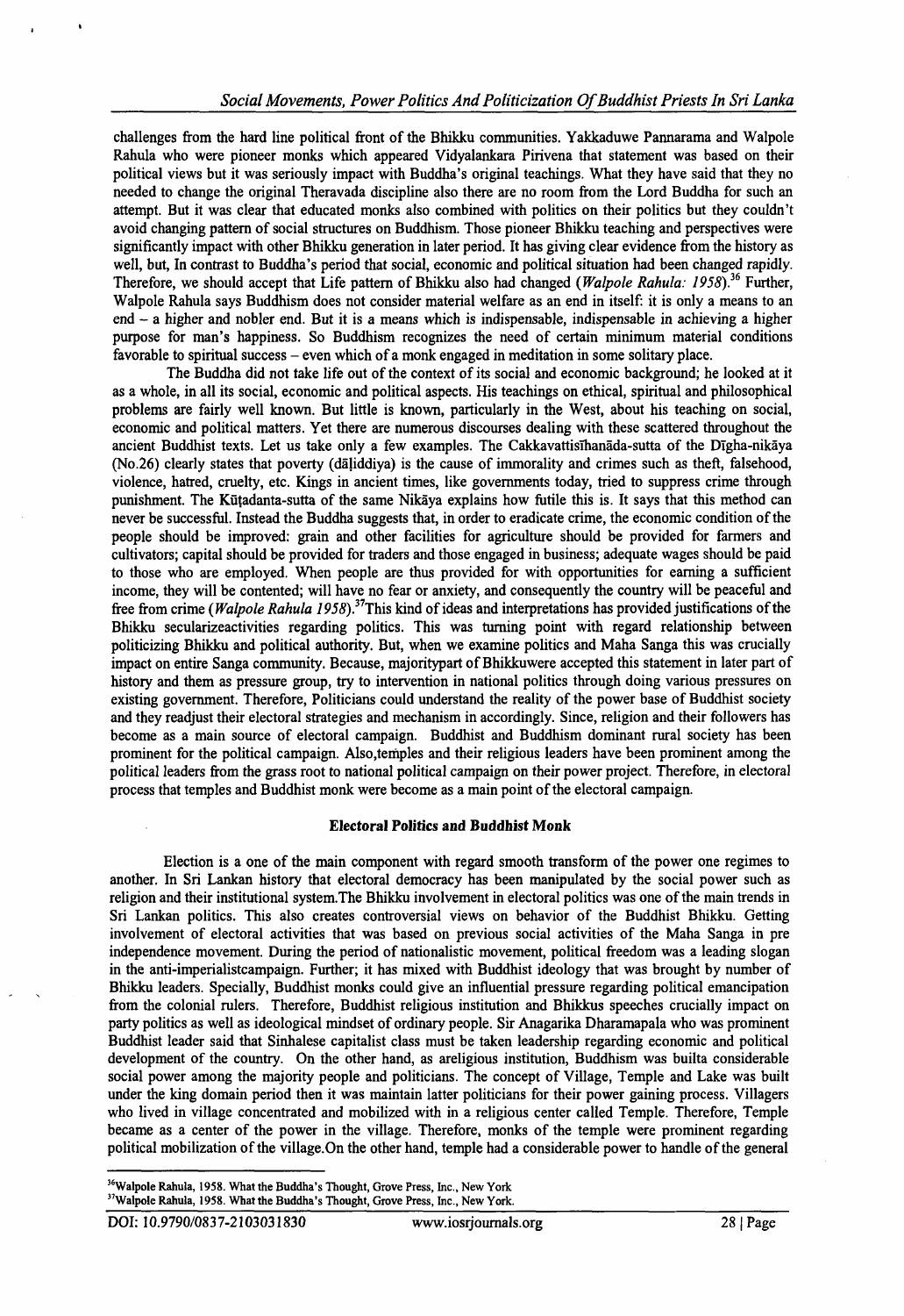challenges from the hard line political front of the Bhikku communities. Yakkaduwe Pannarama and Walpole Rahula who were pioneer monks which appeared Vidyalankara Pirivena that statement was based on their political views but it was seriously impact with Buddha's original teachings. What they have said that they no needed to change the original Theravada discipline also there are no room from the Lord Buddha for such an attempt. But it was clear that educated monks also combined with politics on their politics but they couldn't avoid changing pattern of social structures on Buddhism. Those pioneer Bhikku teaching and perspectives were significantly impact with other Bhikku generation in later period. It has giving clear evidence from the history as well, but, In contrast to Buddha's period that social, economic and political situation had been changed rapidly. Therefore, we should accept that Life pattern of Bhikku also had changed (*Walpole Rahula: 1958*).[36] Further, Walpole Rahula says Buddhism does not consider material welfare as an end in itself: it is only a means to an end – a higher and nobler end. But it is a means which is indispensable, indispensable in achieving a higher purpose for man's happiness. So Buddhism recognizes the need of certain minimum material conditions favorable to spiritual success – even which of a monk engaged in meditation in some solitary place.

The Buddha did not take life out of the context of its social and economic background; he looked at it as a whole, in all its social, economic and political aspects. His teachings on ethical, spiritual and philosophical problems are fairly well known. But little is known, particularly in the West, about his teaching on social, economic and political matters. Yet there are numerous discourses dealing with these scattered throughout the ancient Buddhist texts. Let us take only a few examples. The Cakkavattisīhanāda-sutta of the Dīgha-nikāya (No.26) clearly states that poverty (dāḷiddiya) is the cause of immorality and crimes such as theft, falsehood, violence, hatred, cruelty, etc. Kings in ancient times, like governments today, tried to suppress crime through punishment. The Kūṭadanta-sutta of the same Nikāya explains how futile this is. It says that this method can never be successful. Instead the Buddha suggests that, in order to eradicate crime, the economic condition of the people should be improved: grain and other facilities for agriculture should be provided for farmers and cultivators; capital should be provided for traders and those engaged in business; adequate wages should be paid to those who are employed. When people are thus provided for with opportunities for earning a sufficient income, they will be contented; will have no fear or anxiety, and consequently the country will be peaceful and free from crime (*Walpole Rahula 1958*).[37]This kind of ideas and interpretations has provided justifications of the Bhikku secularizeactivities regarding politics. This was turning point with regard relationship between politicizing Bhikku and political authority. But, when we examine politics and Maha Sanga this was crucially impact on entire Sanga community. Because, majoritypart of Bhikkuwere accepted this statement in later part of history and them as pressure group, try to intervention in national politics through doing various pressures on existing government. Therefore, Politicians could understand the reality of the power base of Buddhist society and they readjust their electoral strategies and mechanism in accordingly. Since, religion and their followers has become as a main source of electoral campaign. Buddhist and Buddhism dominant rural society has been prominent for the political campaign. Also,temples and their religious leaders have been prominent among the political leaders from the grass root to national political campaign on their power project. Therefore, in electoral process that temples and Buddhist monk were become as a main point of the electoral campaign.

### Electoral Politics and Buddhist Monk

Election is a one of the main component with regard smooth transform of the power one regimes to another. In Sri Lankan history that electoral democracy has been manipulated by the social power such as religion and their institutional system.The Bhikku involvement in electoral politics was one of the main trends in Sri Lankan politics. This also creates controversial views on behavior of the Buddhist Bhikku. Getting involvement of electoral activities that was based on previous social activities of the Maha Sanga in pre independence movement. During the period of nationalistic movement, political freedom was a leading slogan in the anti-imperialistcampaign. Further; it has mixed with Buddhist ideology that was brought by number of Bhikku leaders. Specially, Buddhist monks could give an influential pressure regarding political emancipation from the colonial rulers. Therefore, Buddhist religious institution and Bhikkus speeches crucially impact on party politics as well as ideological mindset of ordinary people. Sir Anagarika Dharamapala who was prominent Buddhist leader said that Sinhalese capitalist class must be taken leadership regarding economic and political development of the country. On the other hand, as areligious institution, Buddhism was builta considerable social power among the majority people and politicians. The concept of Village, Temple and Lake was built under the king domain period then it was maintain latter politicians for their power gaining process. Villagers who lived in village concentrated and mobilized with in a religious center called Temple. Therefore, Temple became as a center of the power in the village. Therefore, monks of the temple were prominent regarding political mobilization of the village.On the other hand, temple had a considerable power to handle of the general

---

[36]Walpole Rahula, 1958. What the Buddha's Thought, Grove Press, Inc., New York

[37]Walpole Rahula, 1958. What the Buddha's Thought, Grove Press, Inc., New York.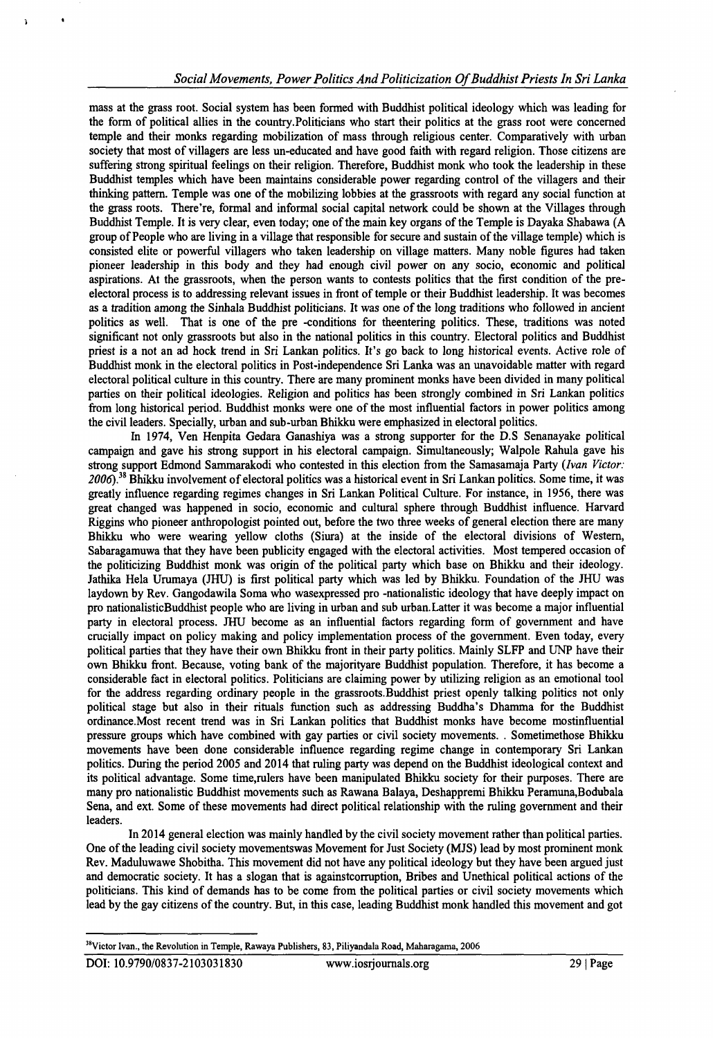mass at the grass root. Social system has been formed with Buddhist political ideology which was leading for the form of political allies in the country.Politicians who start their politics at the grass root were concerned temple and their monks regarding mobilization of mass through religious center. Comparatively with urban society that most of villagers are less un-educated and have good faith with regard religion. Those citizens are suffering strong spiritual feelings on their religion. Therefore, Buddhist monk who took the leadership in these Buddhist temples which have been maintains considerable power regarding control of the villagers and their thinking pattern. Temple was one of the mobilizing lobbies at the grassroots with regard any social function at the grass roots. There're, formal and informal social capital network could be shown at the Villages through Buddhist Temple. It is very clear, even today; one of the main key organs of the Temple is Dayaka Shabawa (A group of People who are living in a village that responsible for secure and sustain of the village temple) which is consisted elite or powerful villagers who taken leadership on village matters. Many noble figures had taken pioneer leadership in this body and they had enough civil power on any socio, economic and political aspirations. At the grassroots, when the person wants to contests politics that the first condition of the pre-electoral process is to addressing relevant issues in front of temple or their Buddhist leadership. It was becomes as a tradition among the Sinhala Buddhist politicians. It was one of the long traditions who followed in ancient politics as well. That is one of the pre -conditions for theentering politics. These, traditions was noted significant not only grassroots but also in the national politics in this country. Electoral politics and Buddhist priest is a not an ad hock trend in Sri Lankan politics. It's go back to long historical events. Active role of Buddhist monk in the electoral politics in Post-independence Sri Lanka was an unavoidable matter with regard electoral political culture in this country. There are many prominent monks have been divided in many political parties on their political ideologies. Religion and politics has been strongly combined in Sri Lankan politics from long historical period. Buddhist monks were one of the most influential factors in power politics among the civil leaders. Specially, urban and sub-urban Bhikku were emphasized in electoral politics.

In 1974, Ven Henpita Gedara Ganashiya was a strong supporter for the D.S Senanayake political campaign and gave his strong support in his electoral campaign. Simultaneously; Walpole Rahula gave his strong support Edmond Sammarakodi who contested in this election from the Samasamaja Party (*Ivan Victor: 2006*).[38] Bhikku involvement of electoral politics was a historical event in Sri Lankan politics. Some time, it was greatly influence regarding regimes changes in Sri Lankan Political Culture. For instance, in 1956, there was great changed was happened in socio, economic and cultural sphere through Buddhist influence. Harvard Riggins who pioneer anthropologist pointed out, before the two three weeks of general election there are many Bhikku who were wearing yellow cloths (Siura) at the inside of the electoral divisions of Western, Sabaragamuwa that they have been publicity engaged with the electoral activities. Most tempered occasion of the politicizing Buddhist monk was origin of the political party which base on Bhikku and their ideology. Jathika Hela Urumaya (JHU) is first political party which was led by Bhikku. Foundation of the JHU was laydown by Rev. Gangodawila Soma who wasexpressed pro -nationalistic ideology that have deeply impact on pro nationalisticBuddhist people who are living in urban and sub urban.Latter it was become a major influential party in electoral process. JHU become as an influential factors regarding form of government and have crucially impact on policy making and policy implementation process of the government. Even today, every political parties that they have their own Bhikku front in their party politics. Mainly SLFP and UNP have their own Bhikku front. Because, voting bank of the majorityare Buddhist population. Therefore, it has become a considerable fact in electoral politics. Politicians are claiming power by utilizing religion as an emotional tool for the address regarding ordinary people in the grassroots.Buddhist priest openly talking politics not only political stage but also in their rituals function such as addressing Buddha's Dhamma for the Buddhist ordinance.Most recent trend was in Sri Lankan politics that Buddhist monks have become mostinfluential pressure groups which have combined with gay parties or civil society movements. . Sometimethose Bhikku movements have been done considerable influence regarding regime change in contemporary Sri Lankan politics. During the period 2005 and 2014 that ruling party was depend on the Buddhist ideological context and its political advantage. Some time,rulers have been manipulated Bhikku society for their purposes. There are many pro nationalistic Buddhist movements such as Rawana Balaya, Deshappremi Bhikku Peramuna,Bodubala Sena, and ext. Some of these movements had direct political relationship with the ruling government and their leaders.

In 2014 general election was mainly handled by the civil society movement rather than political parties. One of the leading civil society movementswas Movement for Just Society (MJS) lead by most prominent monk Rev. Maduluwawe Shobitha. This movement did not have any political ideology but they have been argued just and democratic society. It has a slogan that is againstcorruption, Bribes and Unethical political actions of the politicians. This kind of demands has to be come from the political parties or civil society movements which lead by the gay citizens of the country. But, in this case, leading Buddhist monk handled this movement and got

---

[38] Victor Ivan., the Revolution in Temple, Rawaya Publishers, 83, Piliyandala Road, Maharagama, 2006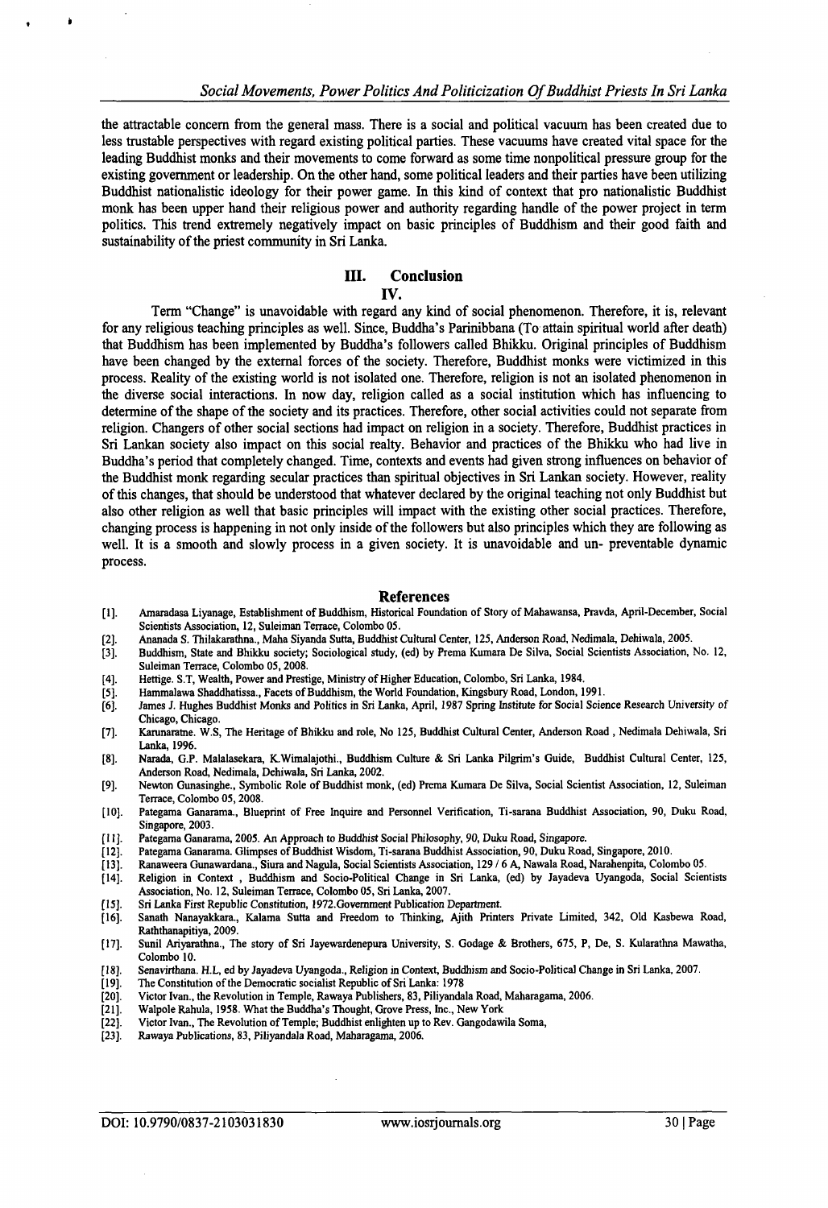the attractable concern from the general mass. There is a social and political vacuum has been created due to less trustable perspectives with regard existing political parties. These vacuums have created vital space for the leading Buddhist monks and their movements to come forward as some time nonpolitical pressure group for the existing government or leadership. On the other hand, some political leaders and their parties have been utilizing Buddhist nationalistic ideology for their power game. In this kind of context that pro nationalistic Buddhist monk has been upper hand their religious power and authority regarding handle of the power project in term politics. This trend extremely negatively impact on basic principles of Buddhism and their good faith and sustainability of the priest community in Sri Lanka.

## III. Conclusion

## IV.

Term "Change" is unavoidable with regard any kind of social phenomenon. Therefore, it is, relevant for any religious teaching principles as well. Since, Buddha's Parinibbana (To attain spiritual world after death) that Buddhism has been implemented by Buddha's followers called Bhikku. Original principles of Buddhism have been changed by the external forces of the society. Therefore, Buddhist monks were victimized in this process. Reality of the existing world is not isolated one. Therefore, religion is not an isolated phenomenon in the diverse social interactions. In now day, religion called as a social institution which has influencing to determine of the shape of the society and its practices. Therefore, other social activities could not separate from religion. Changers of other social sections had impact on religion in a society. Therefore, Buddhist practices in Sri Lankan society also impact on this social realty. Behavior and practices of the Bhikku who had live in Buddha's period that completely changed. Time, contexts and events had given strong influences on behavior of the Buddhist monk regarding secular practices than spiritual objectives in Sri Lankan society. However, reality of this changes, that should be understood that whatever declared by the original teaching not only Buddhist but also other religion as well that basic principles will impact with the existing other social practices. Therefore, changing process is happening in not only inside of the followers but also principles which they are following as well. It is a smooth and slowly process in a given society. It is unavoidable and un- preventable dynamic process.

## References

[1]. Amaradasa Liyanage, Establishment of Buddhism, Historical Foundation of Story of Mahawansa, Pravda, April-December, Social Scientists Association, 12, Suleiman Terrace, Colombo 05.

[2]. Ananada S. Thilakarathna., Maha Siyanda Sutta, Buddhist Cultural Center, 125, Anderson Road, Nedimala, Dehiwala, 2005.

[3]. Buddhism, State and Bhikku society; Sociological study, (ed) by Prema Kumara De Silva, Social Scientists Association, No. 12, Suleiman Terrace, Colombo 05, 2008.

[4]. Hettige. S.T, Wealth, Power and Prestige, Ministry of Higher Education, Colombo, Sri Lanka, 1984.

[5]. Hammalawa Shaddhatissa., Facets of Buddhism, the World Foundation, Kingsbury Road, London, 1991.

[6]. James J. Hughes Buddhist Monks and Politics in Sri Lanka, April, 1987 Spring Institute for Social Science Research University of Chicago, Chicago.

[7]. Karunaratne. W.S, The Heritage of Bhikku and role, No 125, Buddhist Cultural Center, Anderson Road , Nedimala Dehiwala, Sri Lanka, 1996.

[8]. Narada, G.P. Malalasekara, K.Wimalajothi., Buddhism Culture & Sri Lanka Pilgrim's Guide, Buddhist Cultural Center, 125, Anderson Road, Nedimala, Dehiwala, Sri Lanka, 2002.

[9]. Newton Gunasinghe., Symbolic Role of Buddhist monk, (ed) Prema Kumara De Silva, Social Scientist Association, 12, Suleiman Terrace, Colombo 05, 2008.

[10]. Pategama Ganarama., Blueprint of Free Inquire and Personnel Verification, Ti-sarana Buddhist Association, 90, Duku Road, Singapore, 2003.

[11]. Pategama Ganarama, 2005. An Approach to Buddhist Social Philosophy, 90, Duku Road, Singapore.

[12]. Pategama Ganarama. Glimpses of Buddhist Wisdom, Ti-sarana Buddhist Association, 90, Duku Road, Singapore, 2010.

[13]. Ranaweera Gunawardana., Siura and Nagula, Social Scientists Association, 129 / 6 A, Nawala Road, Narahenpita, Colombo 05.

[14]. Religion in Context , Buddhism and Socio-Political Change in Sri Lanka, (ed) by Jayadeva Uyangoda, Social Scientists Association, No. 12, Suleiman Terrace, Colombo 05, Sri Lanka, 2007.

[15]. Sri Lanka First Republic Constitution, 1972.Government Publication Department.

[16]. Sanath Nanayakkara., Kalama Sutta and Freedom to Thinking, Ajith Printers Private Limited, 342, Old Kasbewa Road, Raththanapitiya, 2009.

[17]. Sunil Ariyarathna., The story of Sri Jayewardenepura University, S. Godage & Brothers, 675, P, De, S. Kularathna Mawatha, Colombo 10.

[18]. Senavirthana. H.L, ed by Jayadeva Uyangoda., Religion in Context, Buddhism and Socio-Political Change in Sri Lanka, 2007.

[19]. The Constitution of the Democratic socialist Republic of Sri Lanka: 1978

[20]. Victor Ivan., the Revolution in Temple, Rawaya Publishers, 83, Piliyandala Road, Maharagama, 2006.

[21]. Walpole Rahula, 1958. What the Buddha's Thought, Grove Press, Inc., New York

[22]. Victor Ivan., The Revolution of Temple; Buddhist enlighten up to Rev. Gangodawila Soma,

[23]. Rawaya Publications, 83, Piliyandala Road, Maharagama, 2006.